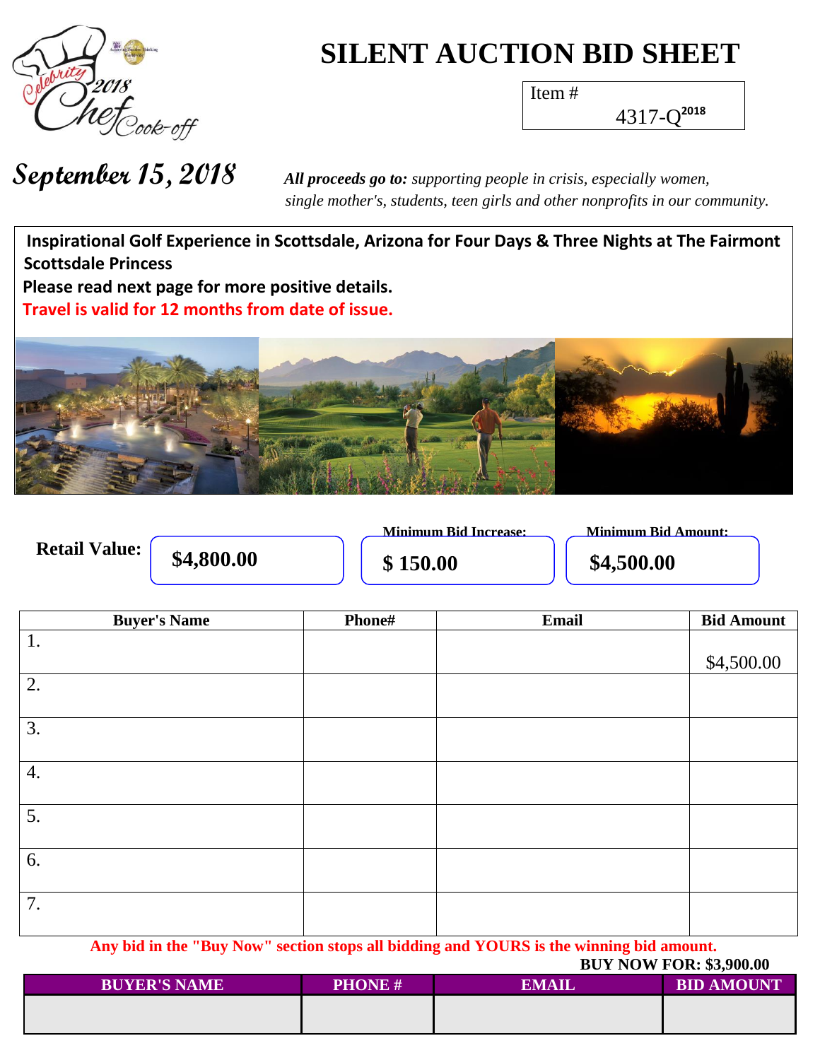# SILENT AUCTION BIDDING SHEET

Item #

4317-Q[2018]

**September 15, 2018**

***All proceeds go to:*** *supporting people in crisis, especially women, single mother's, students, teen girls and other nonprofits in our community.*

**Inspirational Golf Experience in Scottsdale, Arizona for Four Days & Three Nights at The Fairmont Scottsdale Princess**

**Please read next page for more positive details.**

**Travel is valid for 12 months from date of issue.**

**Retail Value:** **$4,800.00**

**Minimum Bid Increase:** **$ 150.00**

**Minimum Bid Amount:** **$4,500.00**

| Buyer's Name | Phone# | Email | Bid Amount |
|---|---|---|---|
| 1. | | | $4,500.00 |
| 2. | | | |
| 3. | | | |
| 4. | | | |
| 5. | | | |
| 6. | | | |
| 7. | | | |

**Any bid in the "Buy Now" section stops all bidding and YOURS is the winning bid amount.**

**BUY NOW FOR: $3,900.00**

| BUYER'S NAME | PHONE # | EMAIL | BID AMOUNT |
|---|---|---|---|
| | | | |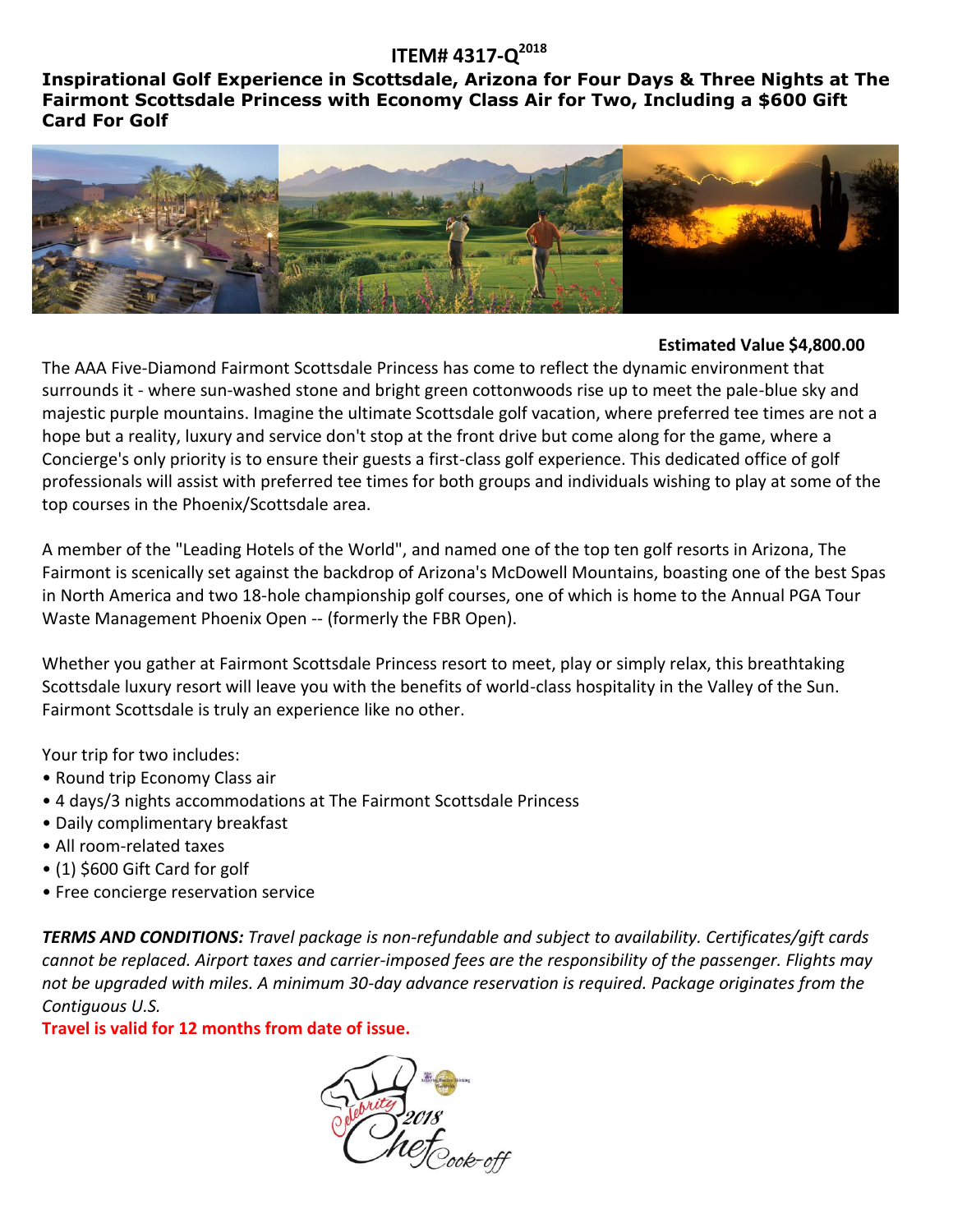# ITEM# 4317-Q[2018]

## Inspirational Golf Experience in Scottsdale, Arizona for Four Days & Three Nights at The Fairmont Scottsdale Princess with Economy Class Air for Two, Including a $600 Gift Card For Golf

**Estimated Value $4,800.00**

The AAA Five-Diamond Fairmont Scottsdale Princess has come to reflect the dynamic environment that surrounds it - where sun-washed stone and bright green cottonwoods rise up to meet the pale-blue sky and majestic purple mountains. Imagine the ultimate Scottsdale golf vacation, where preferred tee times are not a hope but a reality, luxury and service don't stop at the front drive but come along for the game, where a Concierge's only priority is to ensure their guests a first-class golf experience. This dedicated office of golf professionals will assist with preferred tee times for both groups and individuals wishing to play at some of the top courses in the Phoenix/Scottsdale area.

A member of the "Leading Hotels of the World", and named one of the top ten golf resorts in Arizona, The Fairmont is scenically set against the backdrop of Arizona's McDowell Mountains, boasting one of the best Spas in North America and two 18-hole championship golf courses, one of which is home to the Annual PGA Tour Waste Management Phoenix Open -- (formerly the FBR Open).

Whether you gather at Fairmont Scottsdale Princess resort to meet, play or simply relax, this breathtaking Scottsdale luxury resort will leave you with the benefits of world-class hospitality in the Valley of the Sun. Fairmont Scottsdale is truly an experience like no other.

Your trip for two includes:

- Round trip Economy Class air
- 4 days/3 nights accommodations at The Fairmont Scottsdale Princess
- Daily complimentary breakfast
- All room-related taxes
- (1) $600 Gift Card for golf
- Free concierge reservation service

***TERMS AND CONDITIONS:*** *Travel package is non-refundable and subject to availability. Certificates/gift cards cannot be replaced. Airport taxes and carrier-imposed fees are the responsibility of the passenger. Flights may not be upgraded with miles. A minimum 30-day advance reservation is required. Package originates from the Contiguous U.S.*

**Travel is valid for 12 months from date of issue.**

Celebrity 2018 Chef Cook-off